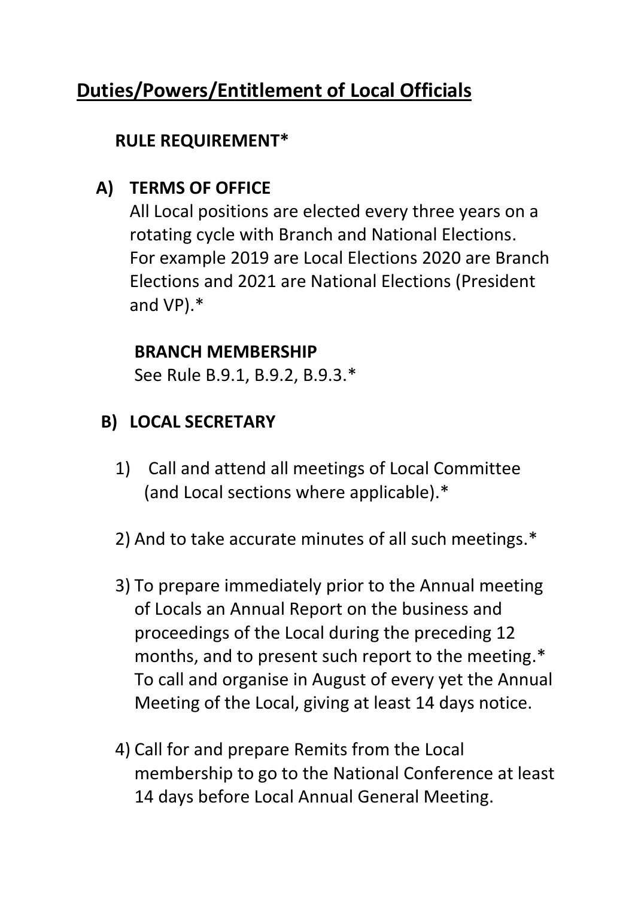# Duties/Powers/Entitlement of Local Officials

**RULE REQUIREMENT***

**A) TERMS OF OFFICE**

All Local positions are elected every three years on a rotating cycle with Branch and National Elections. For example 2019 are Local Elections 2020 are Branch Elections and 2021 are National Elections (President and VP).*

**BRANCH MEMBERSHIP**

See Rule B.9.1, B.9.2, B.9.3.*

**B) LOCAL SECRETARY**

1) Call and attend all meetings of Local Committee (and Local sections where applicable).*

2) And to take accurate minutes of all such meetings.*

3) To prepare immediately prior to the Annual meeting of Locals an Annual Report on the business and proceedings of the Local during the preceding 12 months, and to present such report to the meeting.* To call and organise in August of every yet the Annual Meeting of the Local, giving at least 14 days notice.

4) Call for and prepare Remits from the Local membership to go to the National Conference at least 14 days before Local Annual General Meeting.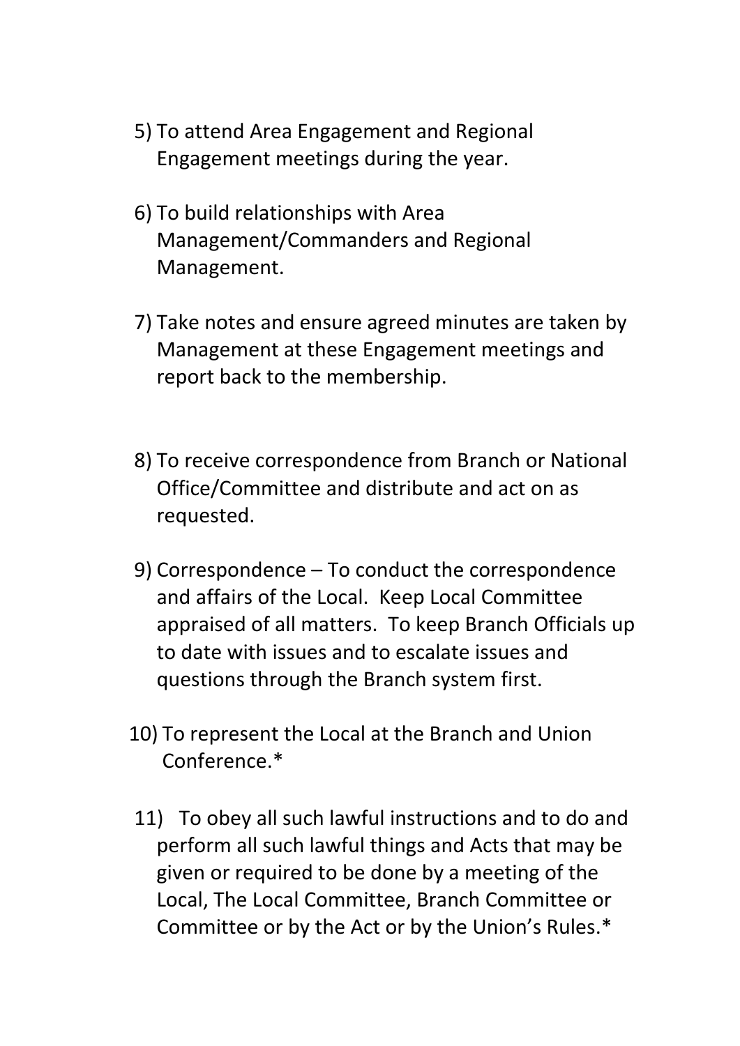5) To attend Area Engagement and Regional Engagement meetings during the year.

6) To build relationships with Area Management/Commanders and Regional Management.

7) Take notes and ensure agreed minutes are taken by Management at these Engagement meetings and report back to the membership.

8) To receive correspondence from Branch or National Office/Committee and distribute and act on as requested.

9) Correspondence – To conduct the correspondence and affairs of the Local. Keep Local Committee appraised of all matters. To keep Branch Officials up to date with issues and to escalate issues and questions through the Branch system first.

10) To represent the Local at the Branch and Union Conference.*

11) To obey all such lawful instructions and to do and perform all such lawful things and Acts that may be given or required to be done by a meeting of the Local, The Local Committee, Branch Committee or Committee or by the Act or by the Union's Rules.*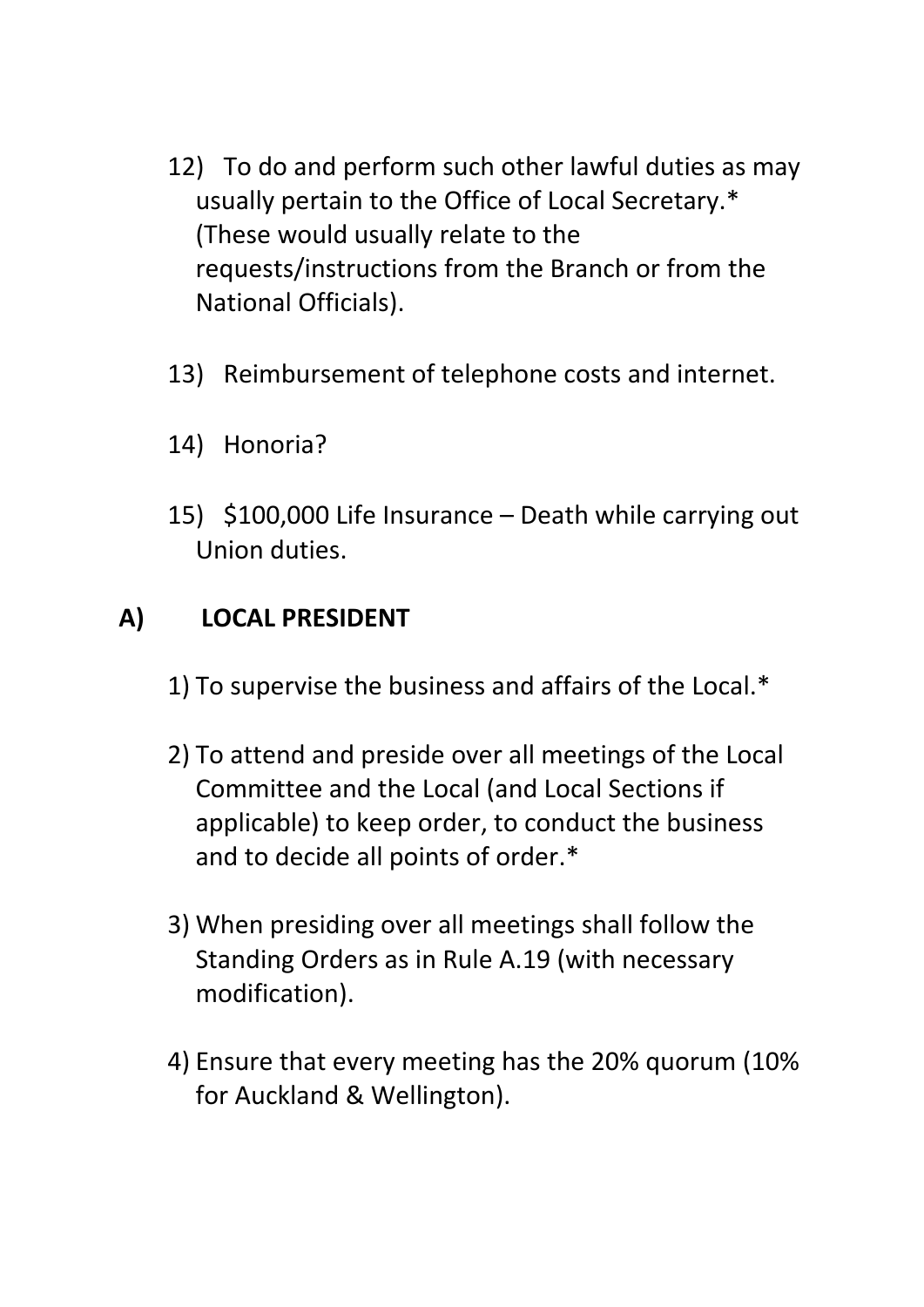12) To do and perform such other lawful duties as may usually pertain to the Office of Local Secretary.* (These would usually relate to the requests/instructions from the Branch or from the National Officials).

13) Reimbursement of telephone costs and internet.

14) Honoria?

15) $100,000 Life Insurance – Death while carrying out Union duties.

## A) LOCAL PRESIDENT

1) To supervise the business and affairs of the Local.*

2) To attend and preside over all meetings of the Local Committee and the Local (and Local Sections if applicable) to keep order, to conduct the business and to decide all points of order.*

3) When presiding over all meetings shall follow the Standing Orders as in Rule A.19 (with necessary modification).

4) Ensure that every meeting has the 20% quorum (10% for Auckland & Wellington).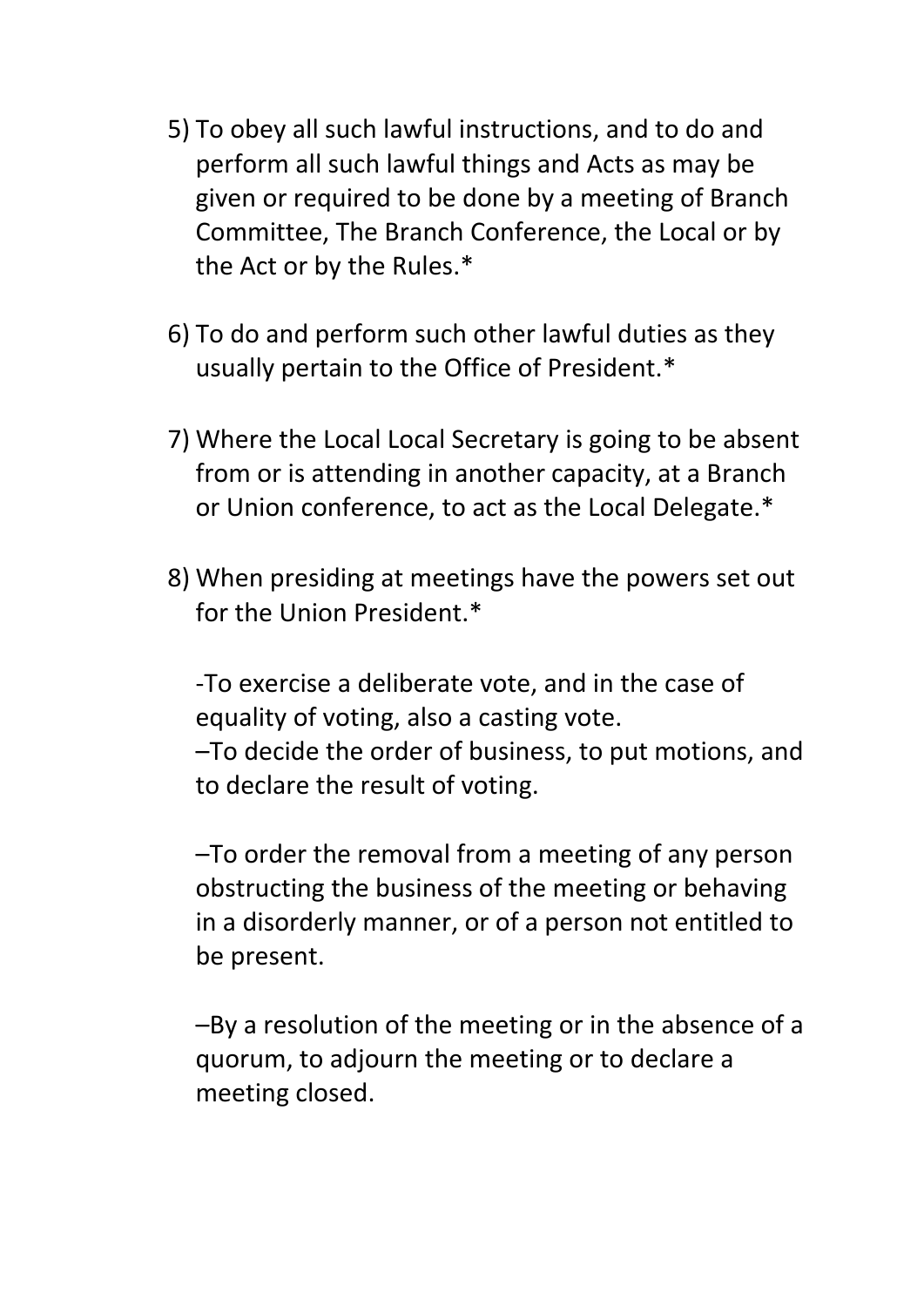5) To obey all such lawful instructions, and to do and perform all such lawful things and Acts as may be given or required to be done by a meeting of Branch Committee, The Branch Conference, the Local or by the Act or by the Rules.*

6) To do and perform such other lawful duties as they usually pertain to the Office of President.*

7) Where the Local Local Secretary is going to be absent from or is attending in another capacity, at a Branch or Union conference, to act as the Local Delegate.*

8) When presiding at meetings have the powers set out for the Union President.*

   -To exercise a deliberate vote, and in the case of equality of voting, also a casting vote.
   –To decide the order of business, to put motions, and to declare the result of voting.

   –To order the removal from a meeting of any person obstructing the business of the meeting or behaving in a disorderly manner, or of a person not entitled to be present.

   –By a resolution of the meeting or in the absence of a quorum, to adjourn the meeting or to declare a meeting closed.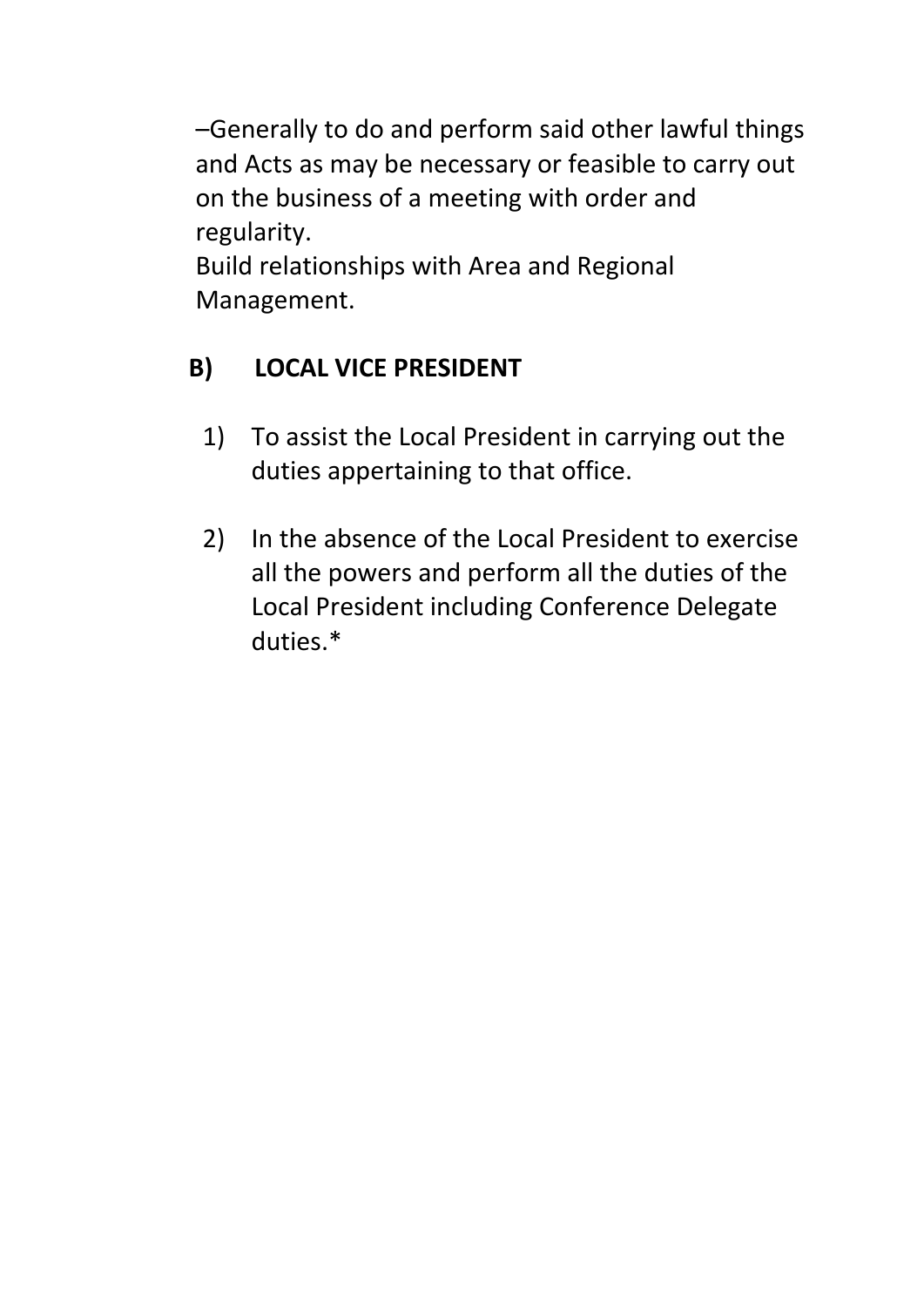–Generally to do and perform said other lawful things and Acts as may be necessary or feasible to carry out on the business of a meeting with order and regularity.
Build relationships with Area and Regional Management.

**B) LOCAL VICE PRESIDENT**

1) To assist the Local President in carrying out the duties appertaining to that office.

2) In the absence of the Local President to exercise all the powers and perform all the duties of the Local President including Conference Delegate duties.*